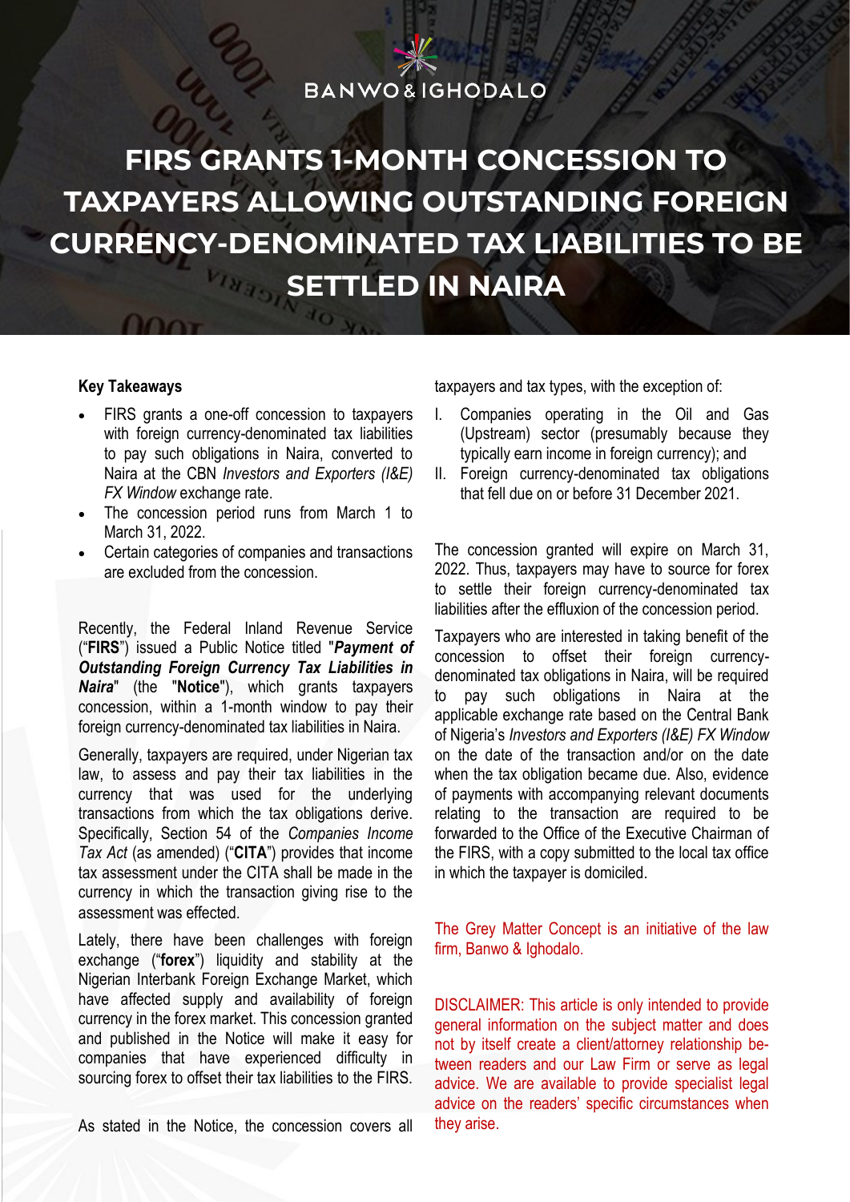BANWO & IGHODALO

# FIRS GRANTS 1-MONTH CONCESSION TO TAXPAYERS ALLOWING OUTSTANDING FOREIGN CURRENCY-DENOMINATED TAX LIABILITIES TO BE SETTLED IN NAIRA

**Key Takeaways**

- FIRS grants a one-off concession to taxpayers with foreign currency-denominated tax liabilities to pay such obligations in Naira, converted to Naira at the CBN *Investors and Exporters (I&E) FX Window* exchange rate.
- The concession period runs from March 1 to March 31, 2022.
- Certain categories of companies and transactions are excluded from the concession.

Recently, the Federal Inland Revenue Service ("**FIRS**") issued a Public Notice titled "***Payment of Outstanding Foreign Currency Tax Liabilities in Naira***" (the "**Notice**"), which grants taxpayers concession, within a 1-month window to pay their foreign currency-denominated tax liabilities in Naira.

Generally, taxpayers are required, under Nigerian tax law, to assess and pay their tax liabilities in the currency that was used for the underlying transactions from which the tax obligations derive. Specifically, Section 54 of the *Companies Income Tax Act* (as amended) ("**CITA**") provides that income tax assessment under the CITA shall be made in the currency in which the transaction giving rise to the assessment was effected.

Lately, there have been challenges with foreign exchange ("**forex**") liquidity and stability at the Nigerian Interbank Foreign Exchange Market, which have affected supply and availability of foreign currency in the forex market. This concession granted and published in the Notice will make it easy for companies that have experienced difficulty in sourcing forex to offset their tax liabilities to the FIRS.

As stated in the Notice, the concession covers all taxpayers and tax types, with the exception of:

I. Companies operating in the Oil and Gas (Upstream) sector (presumably because they typically earn income in foreign currency); and
II. Foreign currency-denominated tax obligations that fell due on or before 31 December 2021.

The concession granted will expire on March 31, 2022. Thus, taxpayers may have to source for forex to settle their foreign currency-denominated tax liabilities after the effluxion of the concession period.

Taxpayers who are interested in taking benefit of the concession to offset their foreign currency-denominated tax obligations in Naira, will be required to pay such obligations in Naira at the applicable exchange rate based on the Central Bank of Nigeria's *Investors and Exporters (I&E) FX Window* on the date of the transaction and/or on the date when the tax obligation became due. Also, evidence of payments with accompanying relevant documents relating to the transaction are required to be forwarded to the Office of the Executive Chairman of the FIRS, with a copy submitted to the local tax office in which the taxpayer is domiciled.

The Grey Matter Concept is an initiative of the law firm, Banwo & Ighodalo.

DISCLAIMER: This article is only intended to provide general information on the subject matter and does not by itself create a client/attorney relationship between readers and our Law Firm or serve as legal advice. We are available to provide specialist legal advice on the readers' specific circumstances when they arise.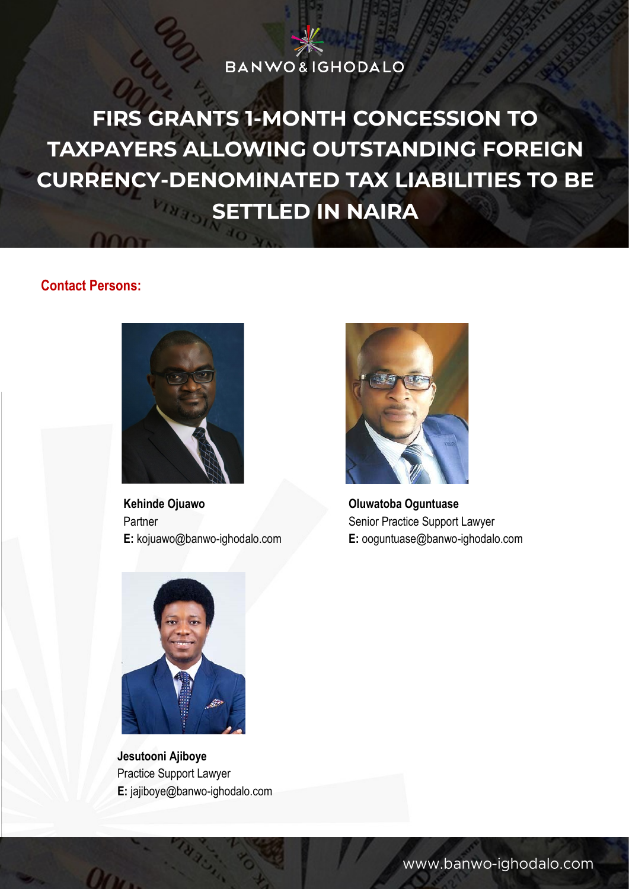BANWO & IGHODALO

# FIRS GRANTS 1-MONTH CONCESSION TO TAXPAYERS ALLOWING OUTSTANDING FOREIGN CURRENCY-DENOMINATED TAX LIABILITIES TO BE SETTLED IN NAIRA

**Contact Persons:**

**Kehinde Ojuawo**
Partner
**E:** kojuawo@banwo-ighodalo.com

**Oluwatoba Oguntuase**
Senior Practice Support Lawyer
**E:** ooguntuase@banwo-ighodalo.com

**Jesutooni Ajiboye**
Practice Support Lawyer
**E:** jajiboye@banwo-ighodalo.com

www.banwo-ighodalo.com